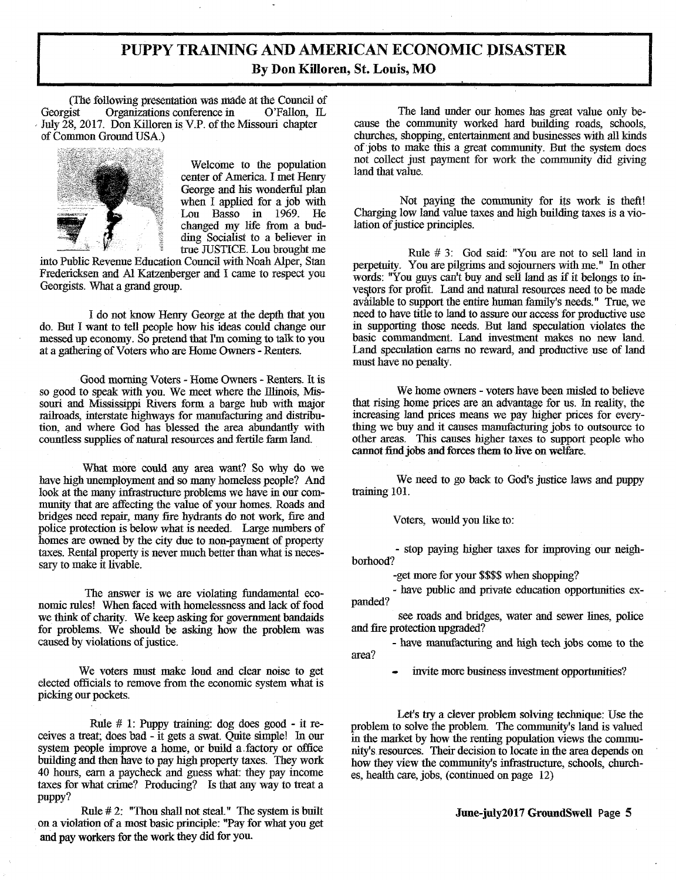# PUPPY TRAINING AND AMERICAN ECONOMIC DISASTER

**By Don Killoren, St. Louis, MO**

(The following presentation was made at the Council of Georgist Organizations conference in O'Fallon, IL July 28, 2017. Don Killoren is V.P. of the Missouri chapter of Common Ground USA.)

Welcome to the population center of America. I met Henry George and his wonderful plan when I applied for a job with Lou Basso in 1969. He changed my life from a budding Socialist to a believer in true JUSTICE. Lou brought me into Public Revenue Education Council with Noah Alper, Stan Fredericksen and Al Katzenberger and I came to respect you Georgists. What a grand group.

I do not know Henry George at the depth that you do. But I want to tell people how his ideas could change our messed up economy. So pretend that I'm coming to talk to you at a gathering of Voters who are Home Owners - Renters.

Good morning Voters - Home Owners - Renters. It is so good to speak with you. We meet where the Illinois, Missouri and Mississippi Rivers form a barge hub with major railroads, interstate highways for manufacturing and distribution, and where God has blessed the area abundantly with countless supplies of natural resources and fertile farm land.

What more could any area want? So why do we have high unemployment and so many homeless people? And look at the many infrastructure problems we have in our community that are affecting the value of your homes. Roads and bridges need repair, many fire hydrants do not work, fire and police protection is below what is needed. Large numbers of homes are owned by the city due to non-payment of property taxes. Rental property is never much better than what is necessary to make it livable.

The answer is we are violating fundamental economic rules! When faced with homelessness and lack of food we think of charity. We keep asking for government bandaids for problems. We should be asking how the problem was caused by violations of justice.

We voters must make loud and clear noise to get elected officials to remove from the economic system what is picking our pockets.

Rule # 1: Puppy training: dog does good - it receives a treat; does bad - it gets a swat. Quite simple! In our system people improve a home, or build a factory or office building and then have to pay high property taxes. They work 40 hours, earn a paycheck and guess what: they pay income taxes for what crime? Producing? Is that any way to treat a puppy?

Rule # 2: "Thou shall not steal." The system is built on a violation of a most basic principle: "Pay for what you get and pay workers for the work they did for you.

The land under our homes has great value only because the community worked hard building roads, schools, churches, shopping, entertainment and businesses with all kinds of jobs to make this a great community. But the system does not collect just payment for work the community did giving land that value.

Not paying the community for its work is theft! Charging low land value taxes and high building taxes is a violation of justice principles.

Rule # 3: God said: "You are not to sell land in perpetuity. You are pilgrims and sojourners with me." In other words: "You guys can't buy and sell land as if it belongs to investors for profit. Land and natural resources need to be made available to support the entire human family's needs." True, we need to have title to land to assure our access for productive use in supporting those needs. But land speculation violates the basic commandment. Land investment makes no new land. Land speculation earns no reward, and productive use of land must have no penalty.

We home owners - voters have been misled to believe that rising home prices are an advantage for us. In reality, the increasing land prices means we pay higher prices for everything we buy and it causes manufacturing jobs to outsource to other areas. This causes higher taxes to support people who cannot find jobs and forces them to live on welfare.

We need to go back to God's justice laws and puppy training 101.

Voters, would you like to:

- stop paying higher taxes for improving our neighborhood?
- get more for your $$$$ when shopping?
- have public and private education opportunities expanded?
- see roads and bridges, water and sewer lines, police and fire protection upgraded?
- have manufacturing and high tech jobs come to the area?
- invite more business investment opportunities?

Let's try a clever problem solving technique: Use the problem to solve the problem. The community's land is valued in the market by how the renting population views the community's resources. Their decision to locate in the area depends on how they view the community's infrastructure, schools, churches, health care, jobs, (continued on page 12)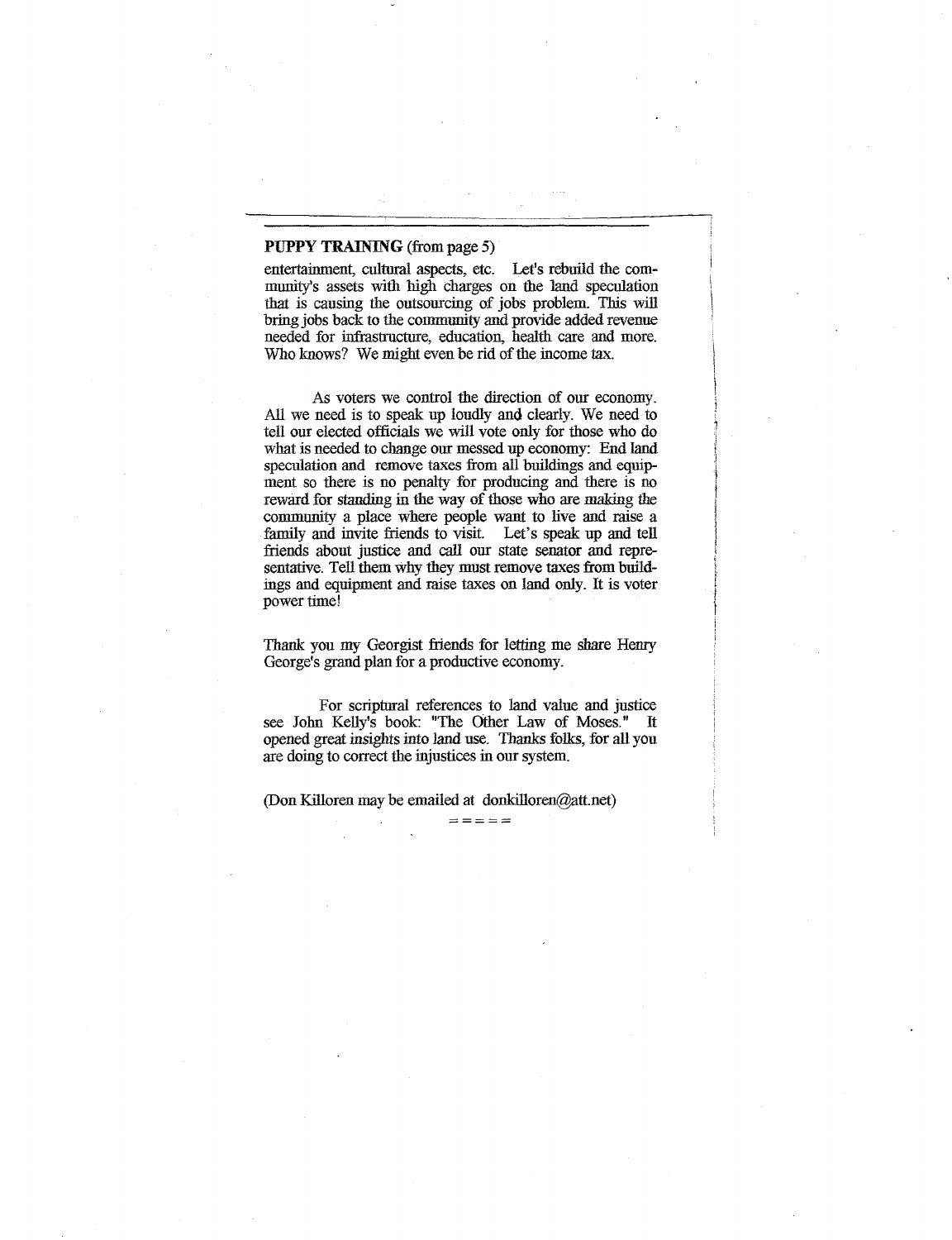**PUPPY TRAINING** (from page 5)

entertainment, cultural aspects, etc. Let's rebuild the community's assets with high charges on the land speculation that is causing the outsourcing of jobs problem. This will bring jobs back to the community and provide added revenue needed for infrastructure, education, health care and more. Who knows? We might even be rid of the income tax.

As voters we control the direction of our economy. All we need is to speak up loudly and clearly. We need to tell our elected officials we will vote only for those who do what is needed to change our messed up economy: End land speculation and remove taxes from all buildings and equipment so there is no penalty for producing and there is no reward for standing in the way of those who are making the community a place where people want to live and raise a family and invite friends to visit. Let's speak up and tell friends about justice and call our state senator and representative. Tell them why they must remove taxes from buildings and equipment and raise taxes on land only. It is voter power time!

Thank you my Georgist friends for letting me share Henry George's grand plan for a productive economy.

For scriptural references to land value and justice see John Kelly's book: "The Other Law of Moses." It opened great insights into land use. Thanks folks, for all you are doing to correct the injustices in our system.

(Don Killoren may be emailed at donkilloren@att.net)

= = = = =